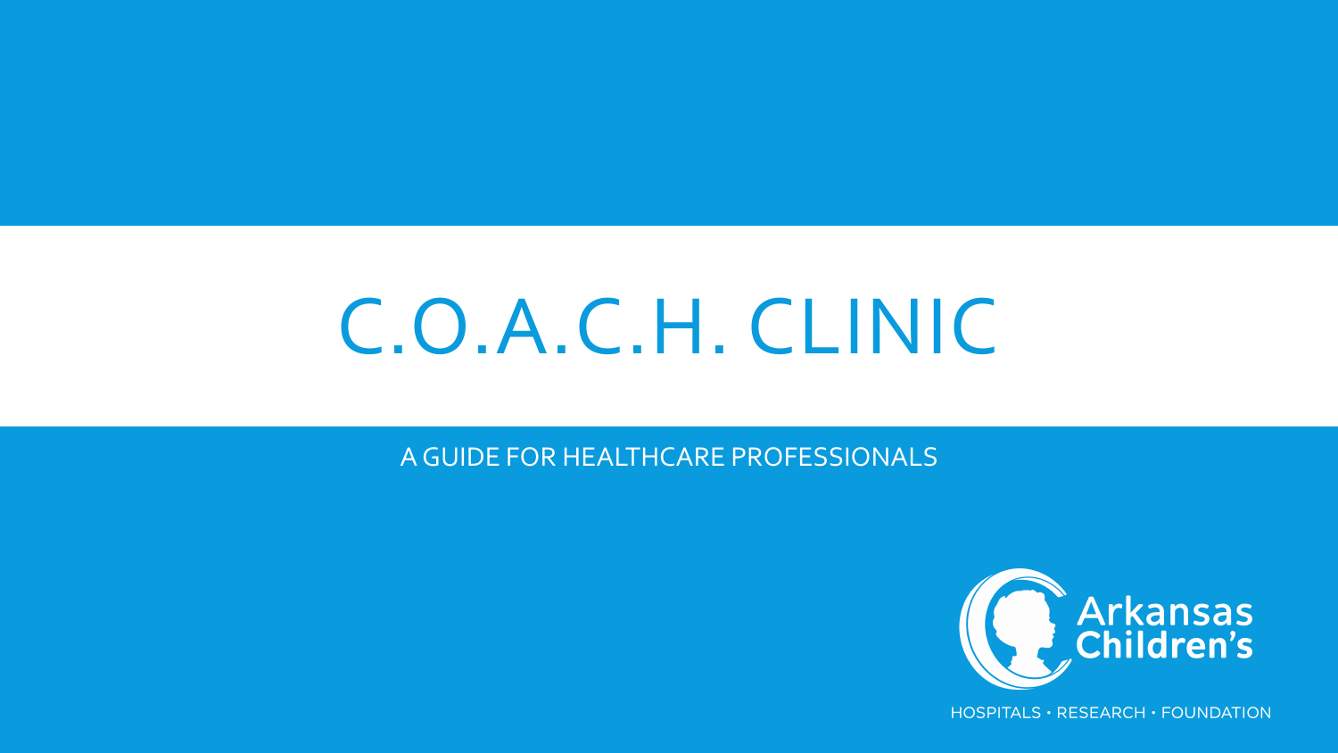# C.O.A.C.H. CLINIC

A GUIDE FOR HEALTHCARE PROFESSIONALS

Arkansas Children's

HOSPITALS • RESEARCH • FOUNDATION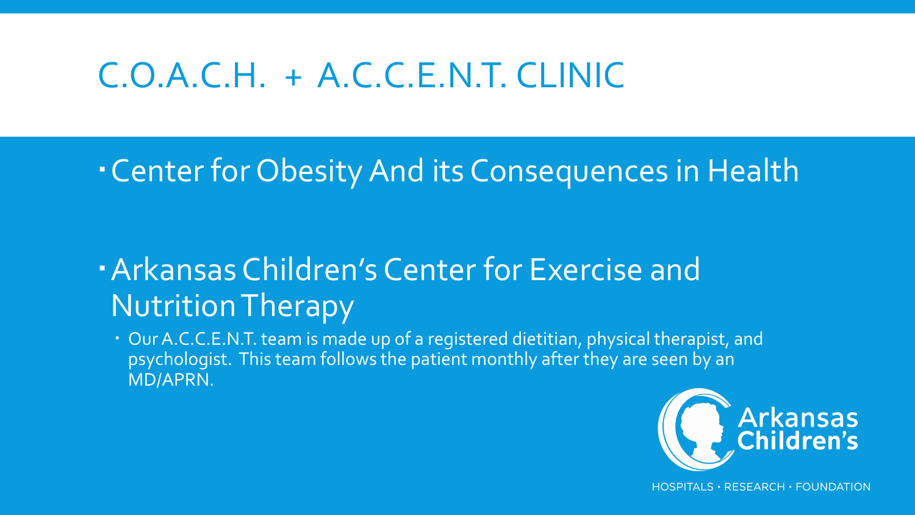# C.O.A.C.H. + A.C.C.E.N.T. CLINIC

- Center for Obesity And its Consequences in Health
- Arkansas Children's Center for Exercise and Nutrition Therapy
  - Our A.C.C.E.N.T. team is made up of a registered dietitian, physical therapist, and psychologist. This team follows the patient monthly after they are seen by an MD/APRN.

Arkansas Children's

HOSPITALS • RESEARCH • FOUNDATION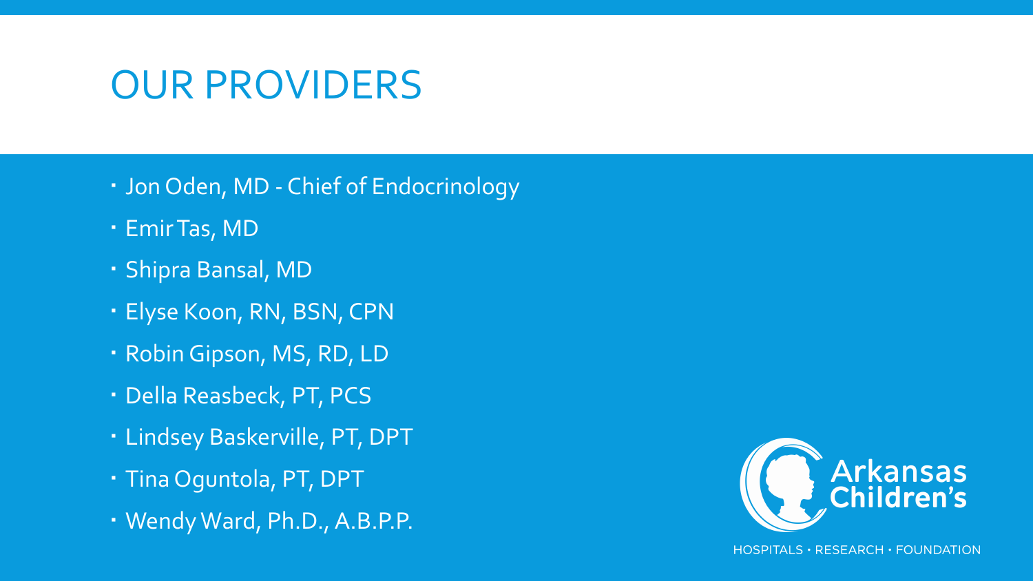# OUR PROVIDERS

- Jon Oden, MD - Chief of Endocrinology
- Emir Tas, MD
- Shipra Bansal, MD
- Elyse Koon, RN, BSN, CPN
- Robin Gipson, MS, RD, LD
- Della Reasbeck, PT, PCS
- Lindsey Baskerville, PT, DPT
- Tina Oguntola, PT, DPT
- Wendy Ward, Ph.D., A.B.P.P.

Arkansas Children's

HOSPITALS • RESEARCH • FOUNDATION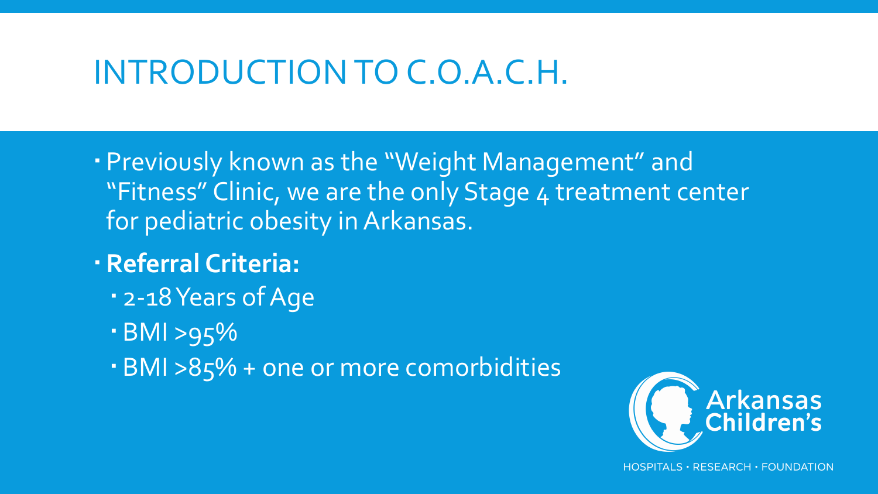# INTRODUCTION TO C.O.A.C.H.

- Previously known as the "Weight Management" and "Fitness" Clinic, we are the only Stage 4 treatment center for pediatric obesity in Arkansas.
- **Referral Criteria:**
  - 2-18 Years of Age
  - BMI >95%
  - BMI >85% + one or more comorbidities

Arkansas Children's

HOSPITALS • RESEARCH • FOUNDATION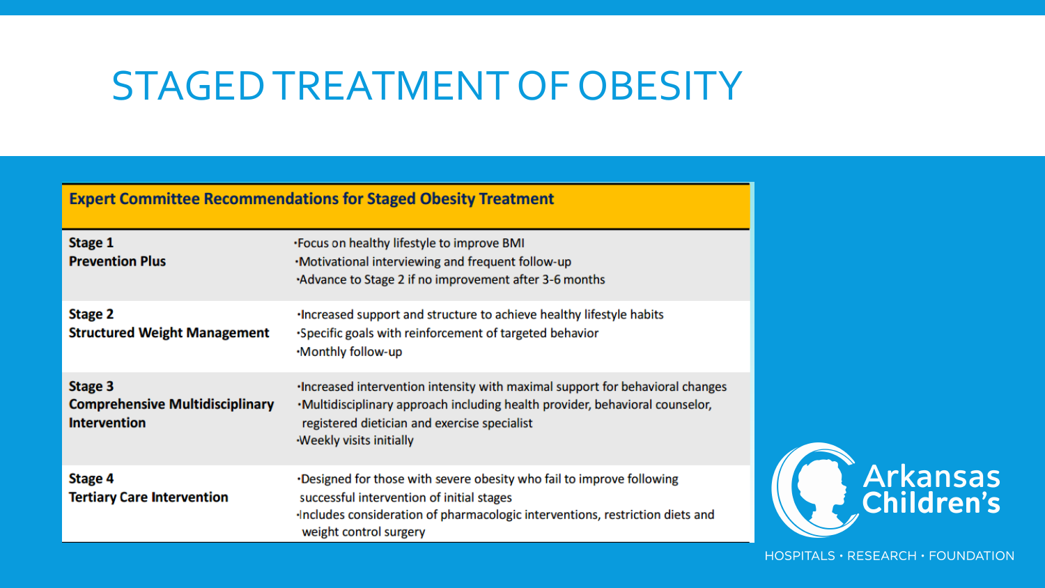# STAGED TREATMENT OF OBESITY

| Expert Committee Recommendations for Staged Obesity Treatment | |
|---|---|
| **Stage 1** **Prevention Plus** | ·Focus on healthy lifestyle to improve BMI ·Motivational interviewing and frequent follow-up ·Advance to Stage 2 if no improvement after 3-6 months |
| **Stage 2** **Structured Weight Management** | ·Increased support and structure to achieve healthy lifestyle habits ·Specific goals with reinforcement of targeted behavior ·Monthly follow-up |
| **Stage 3** **Comprehensive Multidisciplinary Intervention** | ·Increased intervention intensity with maximal support for behavioral changes ·Multidisciplinary approach including health provider, behavioral counselor, registered dietician and exercise specialist ·Weekly visits initially |
| **Stage 4** **Tertiary Care Intervention** | ·Designed for those with severe obesity who fail to improve following successful intervention of initial stages ·Includes consideration of pharmacologic interventions, restriction diets and weight control surgery |

Arkansas Children's

HOSPITALS · RESEARCH · FOUNDATION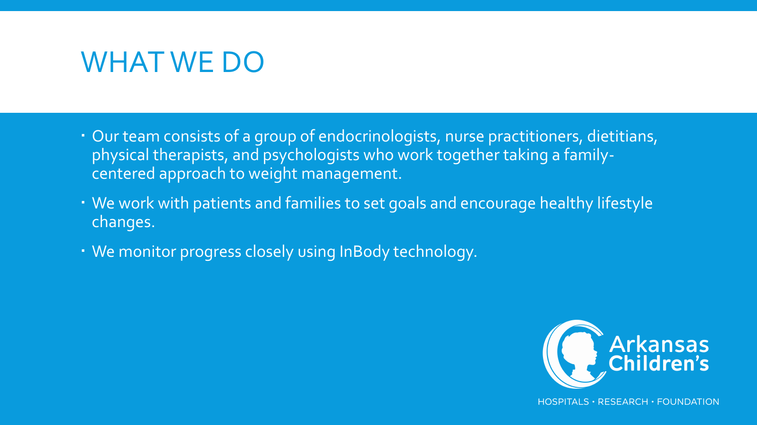# WHAT WE DO

- Our team consists of a group of endocrinologists, nurse practitioners, dietitians, physical therapists, and psychologists who work together taking a family-centered approach to weight management.
- We work with patients and families to set goals and encourage healthy lifestyle changes.
- We monitor progress closely using InBody technology.

Arkansas Children's

HOSPITALS • RESEARCH • FOUNDATION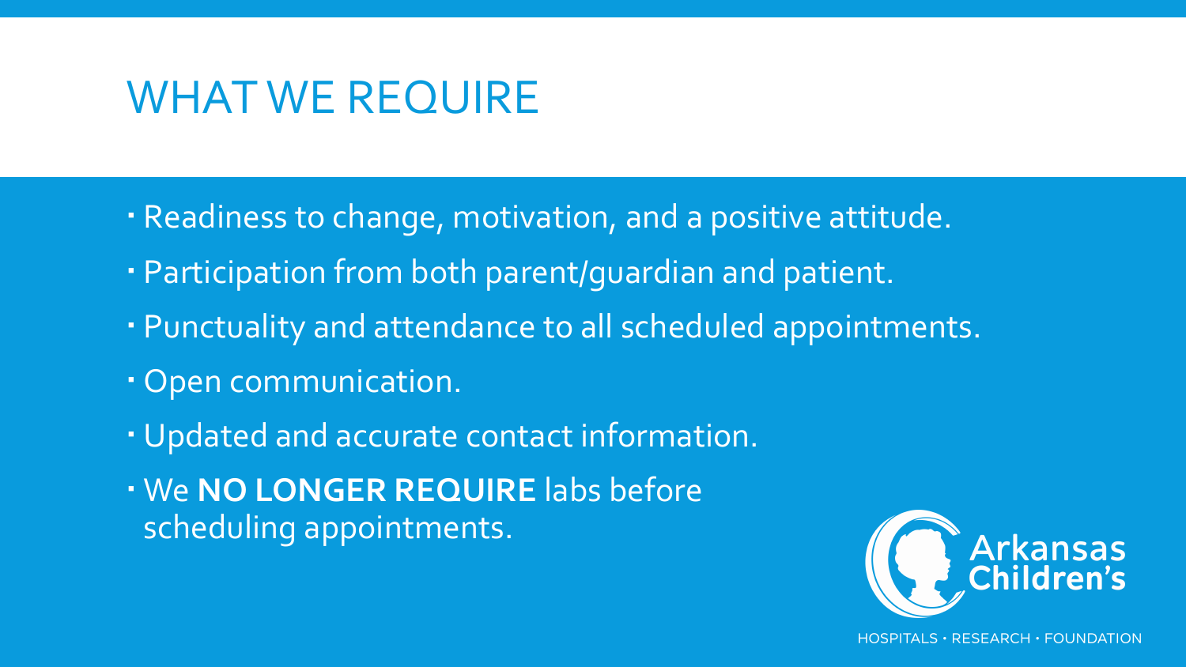# WHAT WE REQUIRE

- Readiness to change, motivation, and a positive attitude.
- Participation from both parent/guardian and patient.
- Punctuality and attendance to all scheduled appointments.
- Open communication.
- Updated and accurate contact information.
- We **NO LONGER REQUIRE** labs before scheduling appointments.

Arkansas Children's

HOSPITALS • RESEARCH • FOUNDATION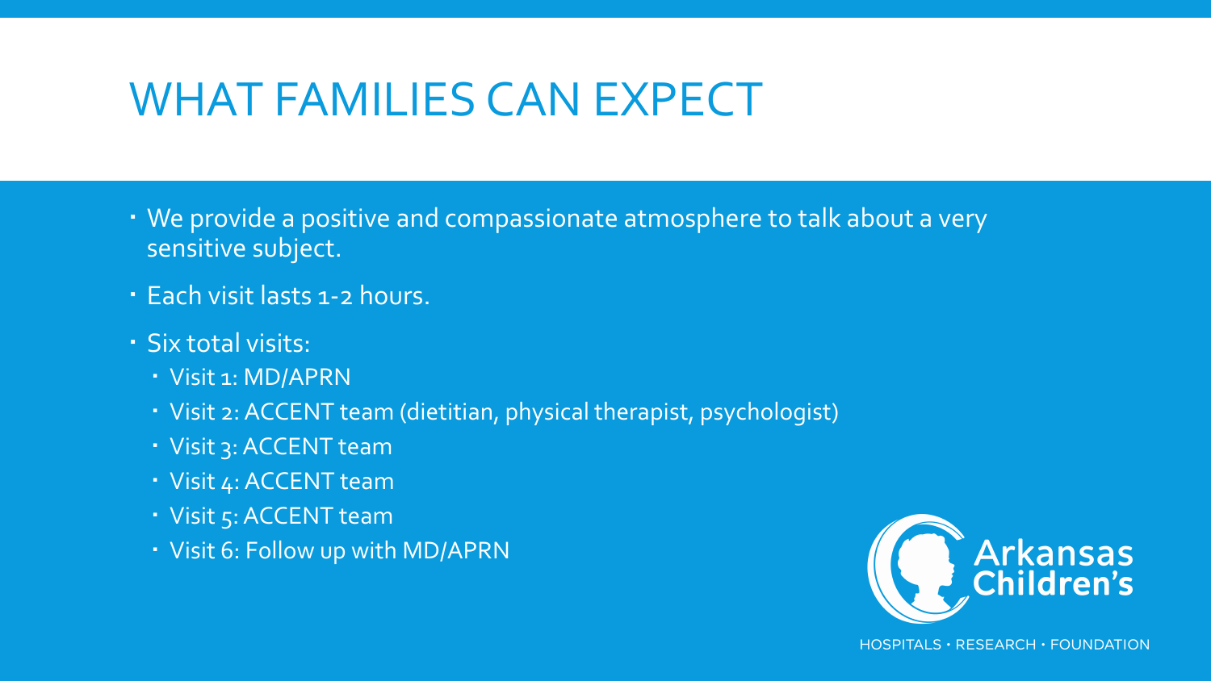# WHAT FAMILIES CAN EXPECT

- We provide a positive and compassionate atmosphere to talk about a very sensitive subject.
- Each visit lasts 1-2 hours.
- Six total visits:
  - Visit 1: MD/APRN
  - Visit 2: ACCENT team (dietitian, physical therapist, psychologist)
  - Visit 3: ACCENT team
  - Visit 4: ACCENT team
  - Visit 5: ACCENT team
  - Visit 6: Follow up with MD/APRN

Arkansas Children's

HOSPITALS • RESEARCH • FOUNDATION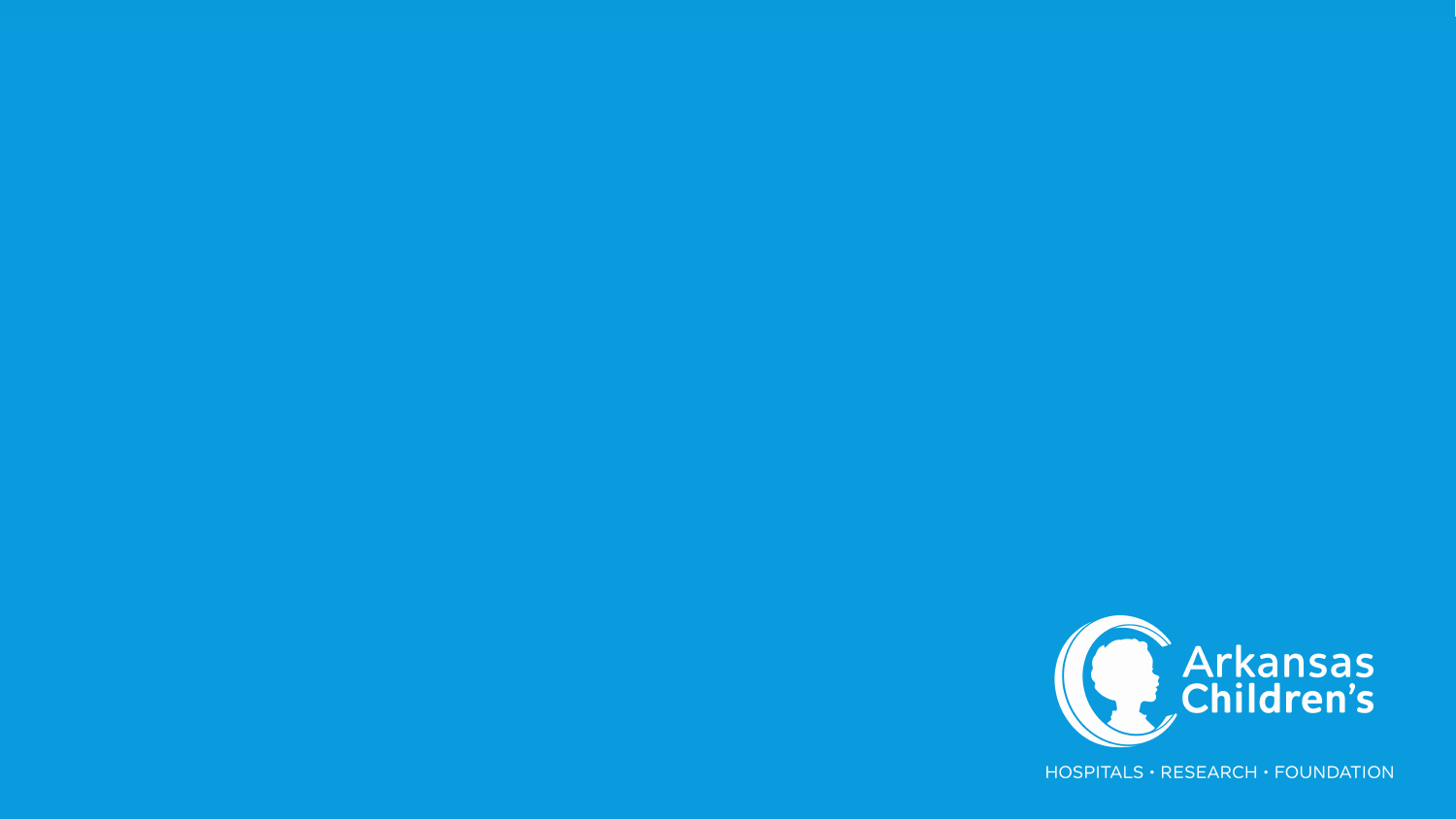Arkansas Children's

HOSPITALS • RESEARCH • FOUNDATION